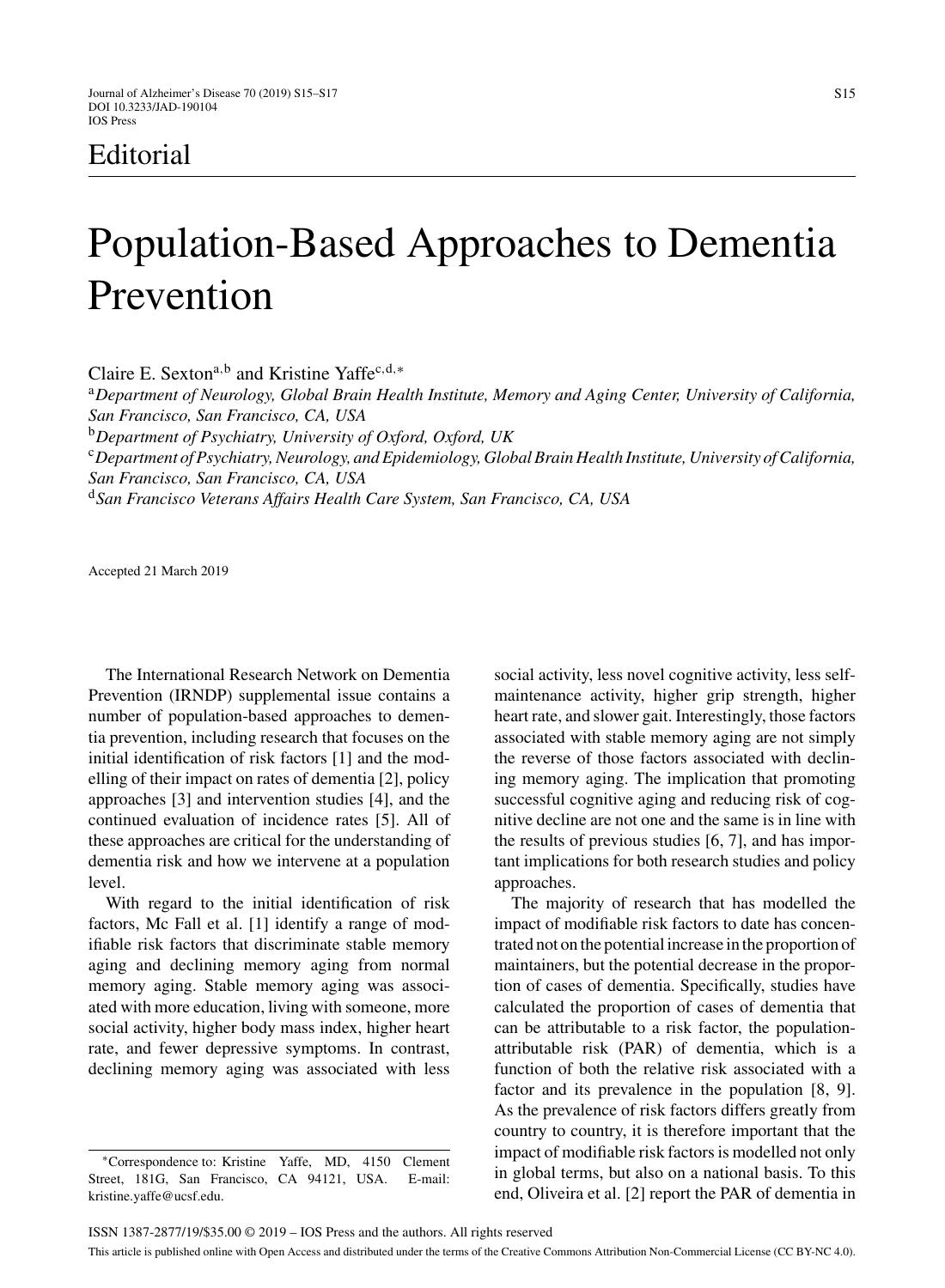Editorial

# Population-Based Approaches to Dementia Prevention

Claire E. Sexton[a,b] and Kristine Yaffe[c,d,*]

[a]*Department of Neurology, Global Brain Health Institute, Memory and Aging Center, University of California, San Francisco, San Francisco, CA, USA*

[b]*Department of Psychiatry, University of Oxford, Oxford, UK*

[c]*Department of Psychiatry, Neurology, and Epidemiology, Global Brain Health Institute, University of California, San Francisco, San Francisco, CA, USA*

[d]*San Francisco Veterans Affairs Health Care System, San Francisco, CA, USA*

Accepted 21 March 2019

The International Research Network on Dementia Prevention (IRNDP) supplemental issue contains a number of population-based approaches to dementia prevention, including research that focuses on the initial identification of risk factors [1] and the modelling of their impact on rates of dementia [2], policy approaches [3] and intervention studies [4], and the continued evaluation of incidence rates [5]. All of these approaches are critical for the understanding of dementia risk and how we intervene at a population level.

With regard to the initial identification of risk factors, Mc Fall et al. [1] identify a range of modifiable risk factors that discriminate stable memory aging and declining memory aging from normal memory aging. Stable memory aging was associated with more education, living with someone, more social activity, higher body mass index, higher heart rate, and fewer depressive symptoms. In contrast, declining memory aging was associated with less social activity, less novel cognitive activity, less self-maintenance activity, higher grip strength, higher heart rate, and slower gait. Interestingly, those factors associated with stable memory aging are not simply the reverse of those factors associated with declining memory aging. The implication that promoting successful cognitive aging and reducing risk of cognitive decline are not one and the same is in line with the results of previous studies [6, 7], and has important implications for both research studies and policy approaches.

The majority of research that has modelled the impact of modifiable risk factors to date has concentrated not on the potential increase in the proportion of maintainers, but the potential decrease in the proportion of cases of dementia. Specifically, studies have calculated the proportion of cases of dementia that can be attributable to a risk factor, the population-attributable risk (PAR) of dementia, which is a function of both the relative risk associated with a factor and its prevalence in the population [8, 9]. As the prevalence of risk factors differs greatly from country to country, it is therefore important that the impact of modifiable risk factors is modelled not only in global terms, but also on a national basis. To this end, Oliveira et al. [2] report the PAR of dementia in

*Correspondence to: Kristine Yaffe, MD, 4150 Clement Street, 181G, San Francisco, CA 94121, USA. E-mail: kristine.yaffe@ucsf.edu.

ISSN 1387-2877/19/$35.00 © 2019 – IOS Press and the authors. All rights reserved

This article is published online with Open Access and distributed under the terms of the Creative Commons Attribution Non-Commercial License (CC BY-NC 4.0).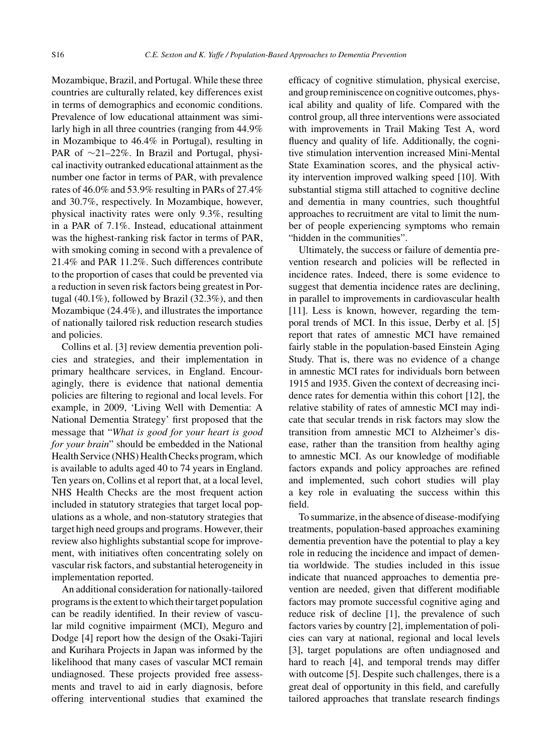Mozambique, Brazil, and Portugal. While these three countries are culturally related, key differences exist in terms of demographics and economic conditions. Prevalence of low educational attainment was similarly high in all three countries (ranging from 44.9% in Mozambique to 46.4% in Portugal), resulting in PAR of ~21–22%. In Brazil and Portugal, physical inactivity outranked educational attainment as the number one factor in terms of PAR, with prevalence rates of 46.0% and 53.9% resulting in PARs of 27.4% and 30.7%, respectively. In Mozambique, however, physical inactivity rates were only 9.3%, resulting in a PAR of 7.1%. Instead, educational attainment was the highest-ranking risk factor in terms of PAR, with smoking coming in second with a prevalence of 21.4% and PAR 11.2%. Such differences contribute to the proportion of cases that could be prevented via a reduction in seven risk factors being greatest in Portugal (40.1%), followed by Brazil (32.3%), and then Mozambique (24.4%), and illustrates the importance of nationally tailored risk reduction research studies and policies.

Collins et al. [3] review dementia prevention policies and strategies, and their implementation in primary healthcare services, in England. Encouragingly, there is evidence that national dementia policies are filtering to regional and local levels. For example, in 2009, 'Living Well with Dementia: A National Dementia Strategy' first proposed that the message that "*What is good for your heart is good for your brain*" should be embedded in the National Health Service (NHS) Health Checks program, which is available to adults aged 40 to 74 years in England. Ten years on, Collins et al report that, at a local level, NHS Health Checks are the most frequent action included in statutory strategies that target local populations as a whole, and non-statutory strategies that target high need groups and programs. However, their review also highlights substantial scope for improvement, with initiatives often concentrating solely on vascular risk factors, and substantial heterogeneity in implementation reported.

An additional consideration for nationally-tailored programs is the extent to which their target population can be readily identified. In their review of vascular mild cognitive impairment (MCI), Meguro and Dodge [4] report how the design of the Osaki-Tajiri and Kurihara Projects in Japan was informed by the likelihood that many cases of vascular MCI remain undiagnosed. These projects provided free assessments and travel to aid in early diagnosis, before offering interventional studies that examined the efficacy of cognitive stimulation, physical exercise, and group reminiscence on cognitive outcomes, physical ability and quality of life. Compared with the control group, all three interventions were associated with improvements in Trail Making Test A, word fluency and quality of life. Additionally, the cognitive stimulation intervention increased Mini-Mental State Examination scores, and the physical activity intervention improved walking speed [10]. With substantial stigma still attached to cognitive decline and dementia in many countries, such thoughtful approaches to recruitment are vital to limit the number of people experiencing symptoms who remain "hidden in the communities".

Ultimately, the success or failure of dementia prevention research and policies will be reflected in incidence rates. Indeed, there is some evidence to suggest that dementia incidence rates are declining, in parallel to improvements in cardiovascular health [11]. Less is known, however, regarding the temporal trends of MCI. In this issue, Derby et al. [5] report that rates of amnestic MCI have remained fairly stable in the population-based Einstein Aging Study. That is, there was no evidence of a change in amnestic MCI rates for individuals born between 1915 and 1935. Given the context of decreasing incidence rates for dementia within this cohort [12], the relative stability of rates of amnestic MCI may indicate that secular trends in risk factors may slow the transition from amnestic MCI to Alzheimer's disease, rather than the transition from healthy aging to amnestic MCI. As our knowledge of modifiable factors expands and policy approaches are refined and implemented, such cohort studies will play a key role in evaluating the success within this field.

To summarize, in the absence of disease-modifying treatments, population-based approaches examining dementia prevention have the potential to play a key role in reducing the incidence and impact of dementia worldwide. The studies included in this issue indicate that nuanced approaches to dementia prevention are needed, given that different modifiable factors may promote successful cognitive aging and reduce risk of decline [1], the prevalence of such factors varies by country [2], implementation of policies can vary at national, regional and local levels [3], target populations are often undiagnosed and hard to reach [4], and temporal trends may differ with outcome [5]. Despite such challenges, there is a great deal of opportunity in this field, and carefully tailored approaches that translate research findings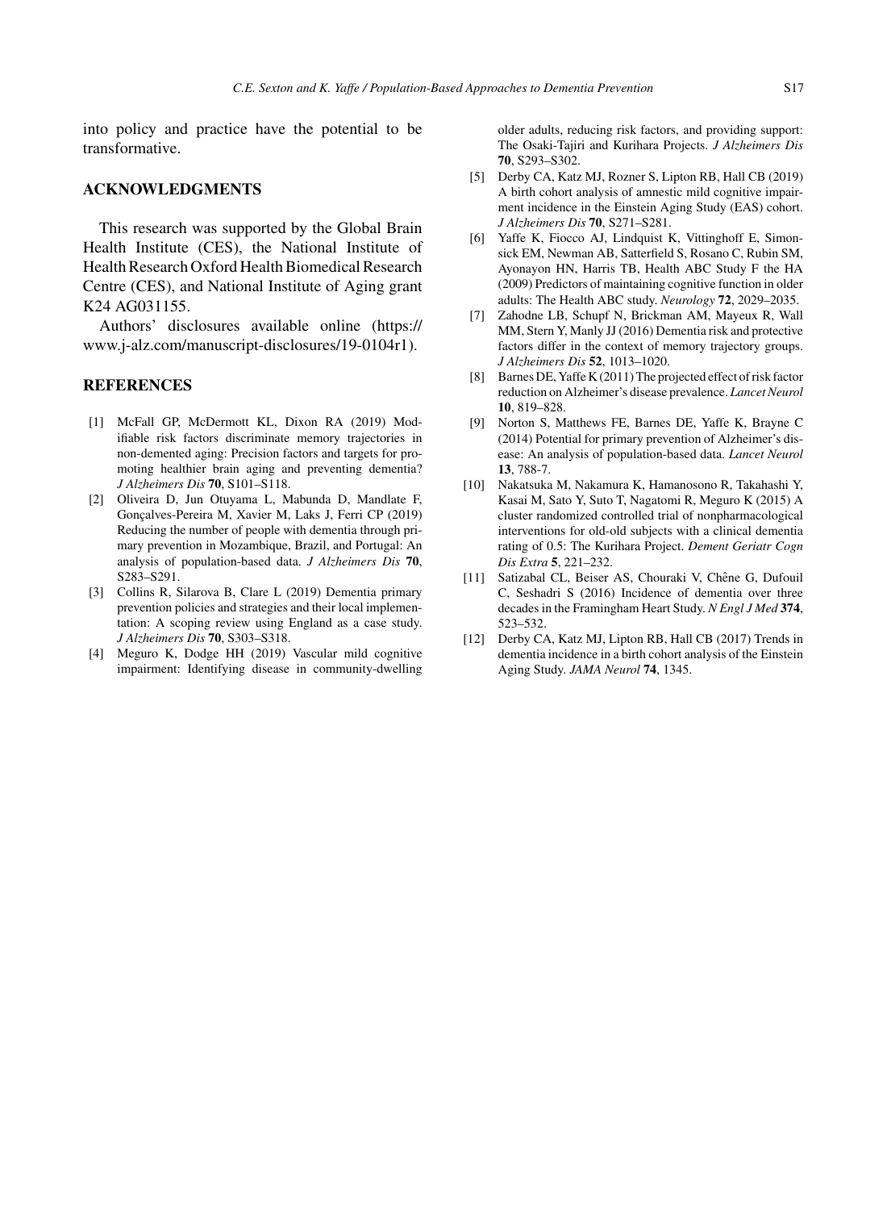into policy and practice have the potential to be transformative.

## ACKNOWLEDGMENTS

This research was supported by the Global Brain Health Institute (CES), the National Institute of Health Research Oxford Health Biomedical Research Centre (CES), and National Institute of Aging grant K24 AG031155.

Authors' disclosures available online (https://www.j-alz.com/manuscript-disclosures/19-0104r1).

## REFERENCES

[1] McFall GP, McDermott KL, Dixon RA (2019) Modifiable risk factors discriminate memory trajectories in non-demented aging: Precision factors and targets for promoting healthier brain aging and preventing dementia? *J Alzheimers Dis* **70**, S101–S118.

[2] Oliveira D, Jun Otuyama L, Mabunda D, Mandlate F, Gonçalves-Pereira M, Xavier M, Laks J, Ferri CP (2019) Reducing the number of people with dementia through primary prevention in Mozambique, Brazil, and Portugal: An analysis of population-based data. *J Alzheimers Dis* **70**, S283–S291.

[3] Collins R, Silarova B, Clare L (2019) Dementia primary prevention policies and strategies and their local implementation: A scoping review using England as a case study. *J Alzheimers Dis* **70**, S303–S318.

[4] Meguro K, Dodge HH (2019) Vascular mild cognitive impairment: Identifying disease in community-dwelling older adults, reducing risk factors, and providing support: The Osaki-Tajiri and Kurihara Projects. *J Alzheimers Dis* **70**, S293–S302.

[5] Derby CA, Katz MJ, Rozner S, Lipton RB, Hall CB (2019) A birth cohort analysis of amnestic mild cognitive impairment incidence in the Einstein Aging Study (EAS) cohort. *J Alzheimers Dis* **70**, S271–S281.

[6] Yaffe K, Fiocco AJ, Lindquist K, Vittinghoff E, Simonsick EM, Newman AB, Satterfield S, Rosano C, Rubin SM, Ayonayon HN, Harris TB, Health ABC Study F the HA (2009) Predictors of maintaining cognitive function in older adults: The Health ABC study. *Neurology* **72**, 2029–2035.

[7] Zahodne LB, Schupf N, Brickman AM, Mayeux R, Wall MM, Stern Y, Manly JJ (2016) Dementia risk and protective factors differ in the context of memory trajectory groups. *J Alzheimers Dis* **52**, 1013–1020.

[8] Barnes DE, Yaffe K (2011) The projected effect of risk factor reduction on Alzheimer's disease prevalence. *Lancet Neurol* **10**, 819–828.

[9] Norton S, Matthews FE, Barnes DE, Yaffe K, Brayne C (2014) Potential for primary prevention of Alzheimer's disease: An analysis of population-based data. *Lancet Neurol* **13**, 788-7.

[10] Nakatsuka M, Nakamura K, Hamanosono R, Takahashi Y, Kasai M, Sato Y, Suto T, Nagatomi R, Meguro K (2015) A cluster randomized controlled trial of nonpharmacological interventions for old-old subjects with a clinical dementia rating of 0.5: The Kurihara Project. *Dement Geriatr Cogn Dis Extra* **5**, 221–232.

[11] Satizabal CL, Beiser AS, Chouraki V, Chêne G, Dufouil C, Seshadri S (2016) Incidence of dementia over three decades in the Framingham Heart Study. *N Engl J Med* **374**, 523–532.

[12] Derby CA, Katz MJ, Lipton RB, Hall CB (2017) Trends in dementia incidence in a birth cohort analysis of the Einstein Aging Study. *JAMA Neurol* **74**, 1345.